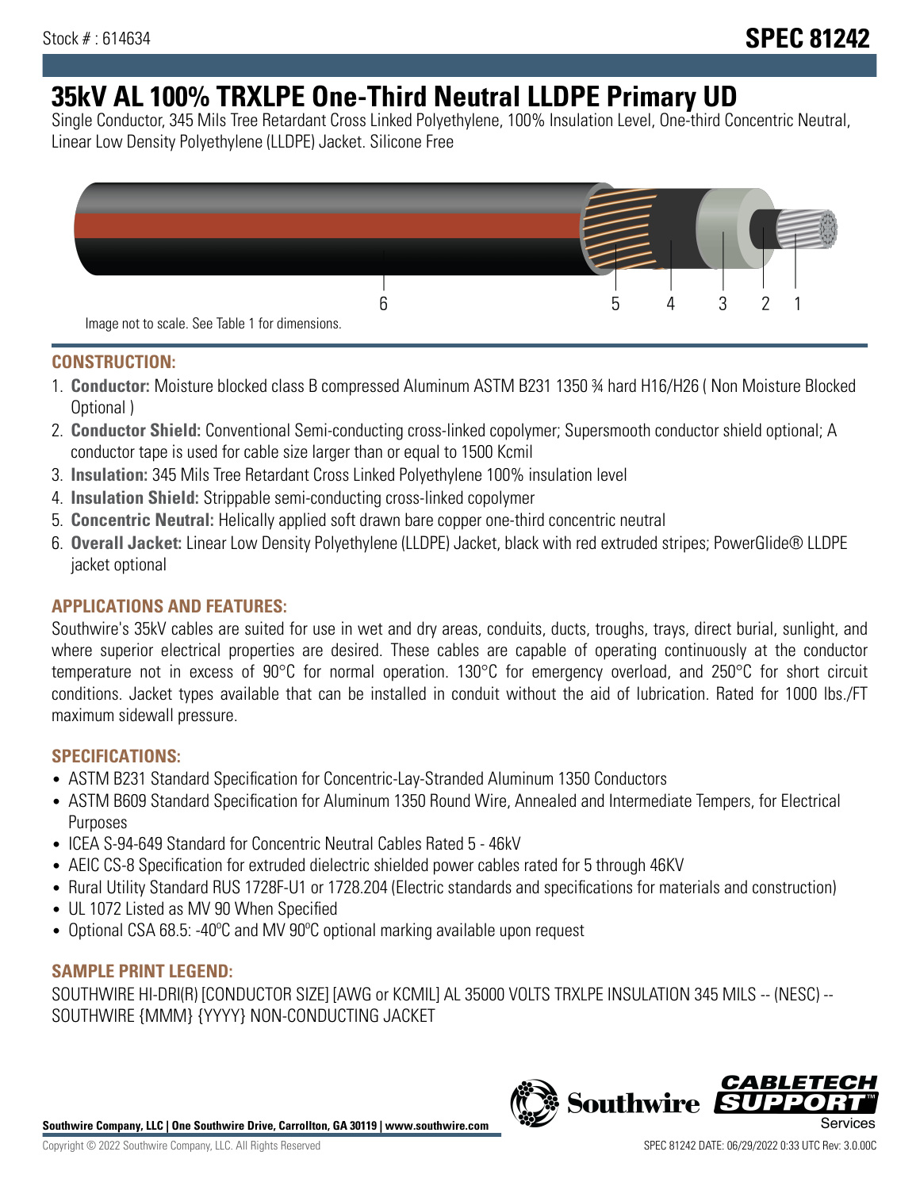Stock # : 614634

# SPEC 81242

# 35kV AL 100% TRXLPE One-Third Neutral LLDPE Primary UD

Single Conductor, 345 Mils Tree Retardant Cross Linked Polyethylene, 100% Insulation Level, One-third Concentric Neutral, Linear Low Density Polyethylene (LLDPE) Jacket. Silicone Free

6 5 4 3 2 1

Image not to scale. See Table 1 for dimensions.

## CONSTRUCTION:

1. **Conductor:** Moisture blocked class B compressed Aluminum ASTM B231 1350 ¾ hard H16/H26 ( Non Moisture Blocked Optional )
2. **Conductor Shield:** Conventional Semi-conducting cross-linked copolymer; Supersmooth conductor shield optional; A conductor tape is used for cable size larger than or equal to 1500 Kcmil
3. **Insulation:** 345 Mils Tree Retardant Cross Linked Polyethylene 100% insulation level
4. **Insulation Shield:** Strippable semi-conducting cross-linked copolymer
5. **Concentric Neutral:** Helically applied soft drawn bare copper one-third concentric neutral
6. **Overall Jacket:** Linear Low Density Polyethylene (LLDPE) Jacket, black with red extruded stripes; PowerGlide® LLDPE jacket optional

## APPLICATIONS AND FEATURES:

Southwire's 35kV cables are suited for use in wet and dry areas, conduits, ducts, troughs, trays, direct burial, sunlight, and where superior electrical properties are desired. These cables are capable of operating continuously at the conductor temperature not in excess of 90°C for normal operation. 130°C for emergency overload, and 250°C for short circuit conditions. Jacket types available that can be installed in conduit without the aid of lubrication. Rated for 1000 lbs./FT maximum sidewall pressure.

## SPECIFICATIONS:

- ASTM B231 Standard Specification for Concentric-Lay-Stranded Aluminum 1350 Conductors
- ASTM B609 Standard Specification for Aluminum 1350 Round Wire, Annealed and Intermediate Tempers, for Electrical Purposes
- ICEA S-94-649 Standard for Concentric Neutral Cables Rated 5 - 46kV
- AEIC CS-8 Specification for extruded dielectric shielded power cables rated for 5 through 46KV
- Rural Utility Standard RUS 1728F-U1 or 1728.204 (Electric standards and specifications for materials and construction)
- UL 1072 Listed as MV 90 When Specified
- Optional CSA 68.5: -40ºC and MV 90ºC optional marking available upon request

## SAMPLE PRINT LEGEND:

SOUTHWIRE HI-DRI(R) [CONDUCTOR SIZE] [AWG or KCMIL] AL 35000 VOLTS TRXLPE INSULATION 345 MILS -- (NESC) -- SOUTHWIRE {MMM} {YYYY} NON-CONDUCTING JACKET

**Southwire Company, LLC | One Southwire Drive, Carrollton, GA 30119 | www.southwire.com**

Copyright © 2022 Southwire Company, LLC. All Rights Reserved

SPEC 81242 DATE: 06/29/2022 0:33 UTC Rev: 3.0.00C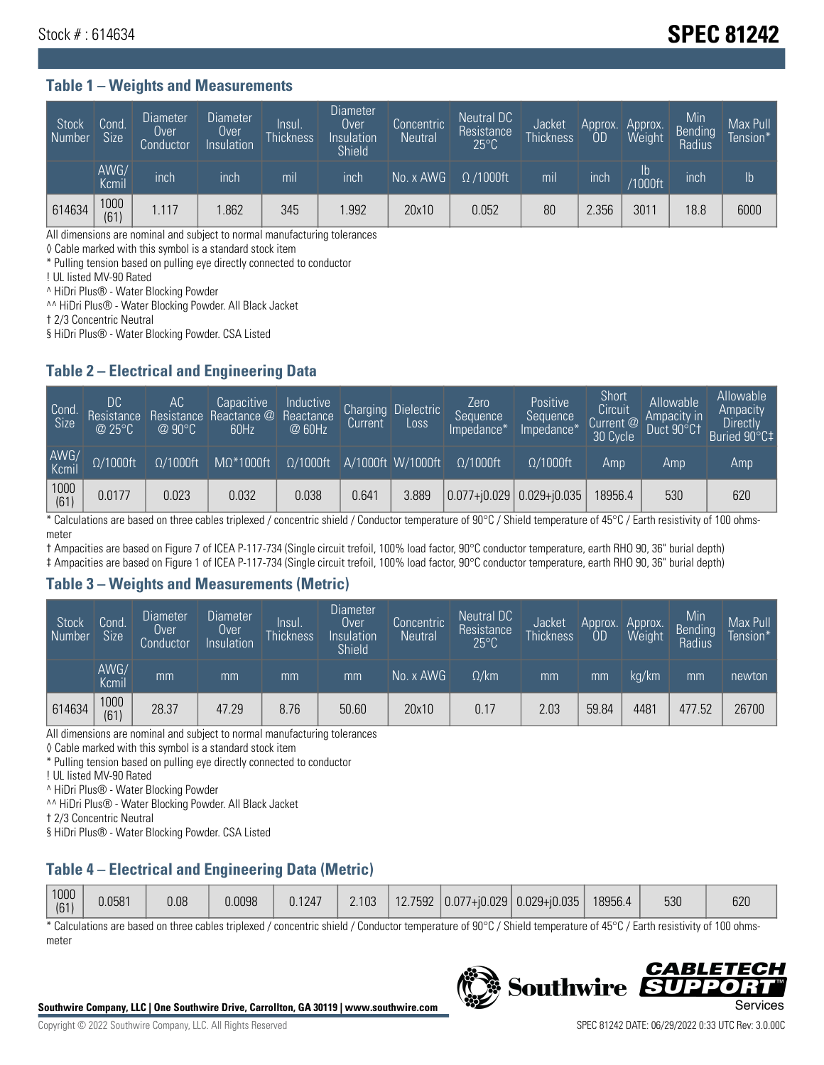Stock # : 614634

# SPEC 81242

## Table 1 – Weights and Measurements

| Stock Number | Cond. Size | Diameter Over Conductor | Diameter Over Insulation | Insul. Thickness | Diameter Over Insulation Shield | Concentric Neutral | Neutral DC Resistance 25°C | Jacket Thickness | Approx. OD | Approx. Weight | Min Bending Radius | Max Pull Tension* |
|---|---|---|---|---|---|---|---|---|---|---|---|---|
| | AWG/ Kcmil | inch | inch | mil | inch | No. x AWG | Ω /1000ft | mil | inch | lb /1000ft | inch | lb |
| 614634 | 1000 (61) | 1.117 | 1.862 | 345 | 1.992 | 20x10 | 0.052 | 80 | 2.356 | 3011 | 18.8 | 6000 |

All dimensions are nominal and subject to normal manufacturing tolerances

◊ Cable marked with this symbol is a standard stock item

* Pulling tension based on pulling eye directly connected to conductor

! UL listed MV-90 Rated

^ HiDri Plus® - Water Blocking Powder

^^ HiDri Plus® - Water Blocking Powder. All Black Jacket

† 2/3 Concentric Neutral

§ HiDri Plus® - Water Blocking Powder. CSA Listed

## Table 2 – Electrical and Engineering Data

| Cond. Size | DC Resistance @ 25°C | AC Resistance @ 90°C | Capacitive Reactance @ 60Hz | Inductive Reactance @ 60Hz | Charging Current | Dielectric Loss | Zero Sequence Impedance* | Positive Sequence Impedance* | Short Circuit Current @ 30 Cycle | Allowable Ampacity in Duct 90°C† | Allowable Ampacity Directly Buried 90°C‡ |
|---|---|---|---|---|---|---|---|---|---|---|---|
| AWG/ Kcmil | Ω/1000ft | Ω/1000ft | MΩ*1000ft | Ω/1000ft | A/1000ft | W/1000ft | Ω/1000ft | Ω/1000ft | Amp | Amp | Amp |
| 1000 (61) | 0.0177 | 0.023 | 0.032 | 0.038 | 0.641 | 3.889 | 0.077+j0.029 | 0.029+j0.035 | 18956.4 | 530 | 620 |

* Calculations are based on three cables triplexed / concentric shield / Conductor temperature of 90°C / Shield temperature of 45°C / Earth resistivity of 100 ohms-meter

† Ampacities are based on Figure 7 of ICEA P-117-734 (Single circuit trefoil, 100% load factor, 90°C conductor temperature, earth RHO 90, 36" burial depth)

‡ Ampacities are based on Figure 1 of ICEA P-117-734 (Single circuit trefoil, 100% load factor, 90°C conductor temperature, earth RHO 90, 36" burial depth)

## Table 3 – Weights and Measurements (Metric)

| Stock Number | Cond. Size | Diameter Over Conductor | Diameter Over Insulation | Insul. Thickness | Diameter Over Insulation Shield | Concentric Neutral | Neutral DC Resistance 25°C | Jacket Thickness | Approx. OD | Approx. Weight | Min Bending Radius | Max Pull Tension* |
|---|---|---|---|---|---|---|---|---|---|---|---|---|
| | AWG/ Kcmil | mm | mm | mm | mm | No. x AWG | Ω/km | mm | mm | kg/km | mm | newton |
| 614634 | 1000 (61) | 28.37 | 47.29 | 8.76 | 50.60 | 20x10 | 0.17 | 2.03 | 59.84 | 4481 | 477.52 | 26700 |

All dimensions are nominal and subject to normal manufacturing tolerances

◊ Cable marked with this symbol is a standard stock item

* Pulling tension based on pulling eye directly connected to conductor

! UL listed MV-90 Rated

^ HiDri Plus® - Water Blocking Powder

^^ HiDri Plus® - Water Blocking Powder. All Black Jacket

† 2/3 Concentric Neutral

§ HiDri Plus® - Water Blocking Powder. CSA Listed

## Table 4 – Electrical and Engineering Data (Metric)

| | | | | | | | | | | | |
|---|---|---|---|---|---|---|---|---|---|---|---|
| 1000 (61) | 0.0581 | 0.08 | 0.0098 | 0.1247 | 2.103 | 12.7592 | 0.077+j0.029 | 0.029+j0.035 | 18956.4 | 530 | 620 |

* Calculations are based on three cables triplexed / concentric shield / Conductor temperature of 90°C / Shield temperature of 45°C / Earth resistivity of 100 ohms-meter

**Southwire Company, LLC | One Southwire Drive, Carrollton, GA 30119 | www.southwire.com**

Copyright © 2022 Southwire Company, LLC. All Rights Reserved

SPEC 81242 DATE: 06/29/2022 0:33 UTC Rev: 3.0.00C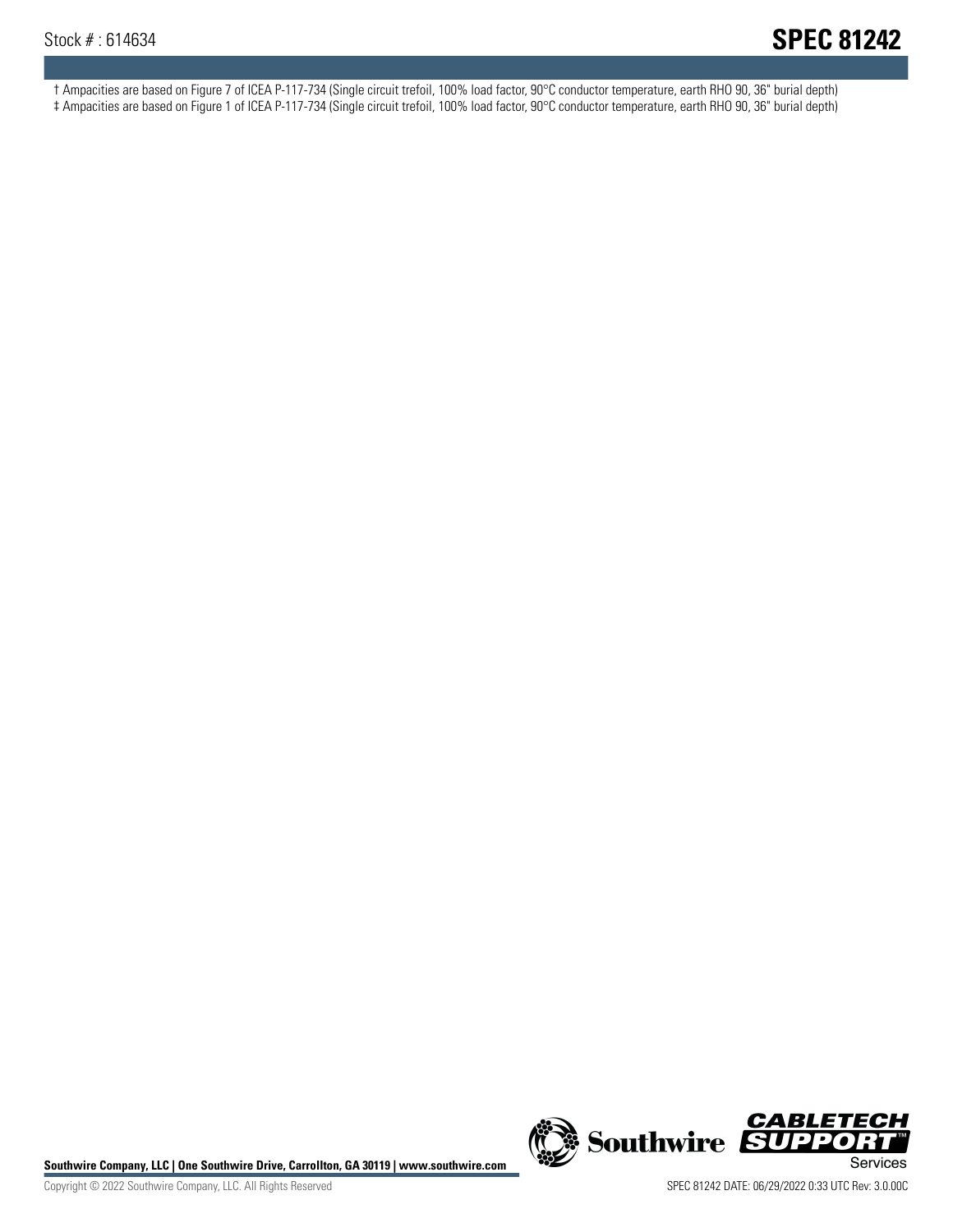† Ampacities are based on Figure 7 of ICEA P-117-734 (Single circuit trefoil, 100% load factor, 90°C conductor temperature, earth RHO 90, 36" burial depth)

‡ Ampacities are based on Figure 1 of ICEA P-117-734 (Single circuit trefoil, 100% load factor, 90°C conductor temperature, earth RHO 90, 36" burial depth)